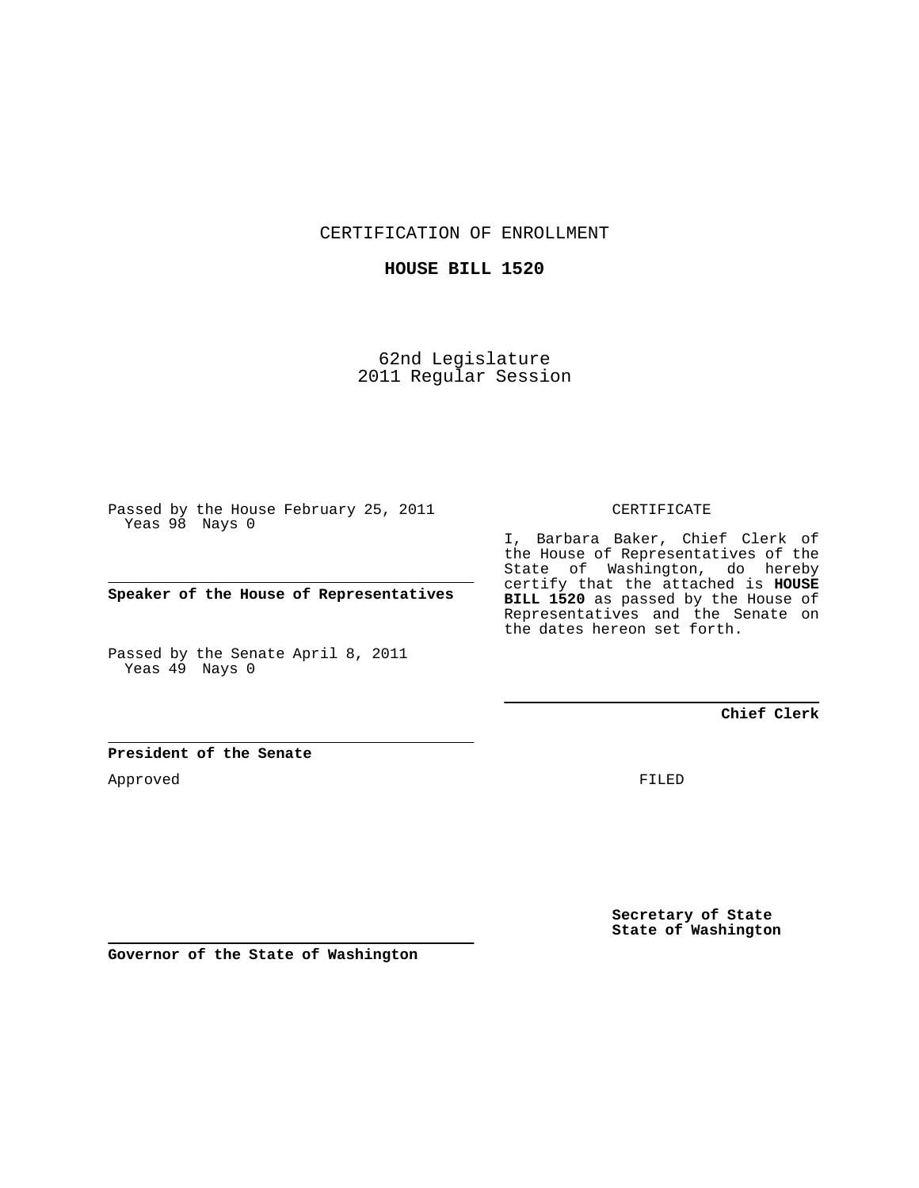CERTIFICATION OF ENROLLMENT

**HOUSE BILL 1520**

62nd Legislature
2011 Regular Session

Passed by the House February 25, 2011
Yeas 98 Nays 0

**Speaker of the House of Representatives**

Passed by the Senate April 8, 2011
Yeas 49 Nays 0

**President of the Senate**

Approved

**Governor of the State of Washington**

CERTIFICATE

I, Barbara Baker, Chief Clerk of the House of Representatives of the State of Washington, do hereby certify that the attached is **HOUSE BILL 1520** as passed by the House of Representatives and the Senate on the dates hereon set forth.

**Chief Clerk**

FILED

**Secretary of State**
**State of Washington**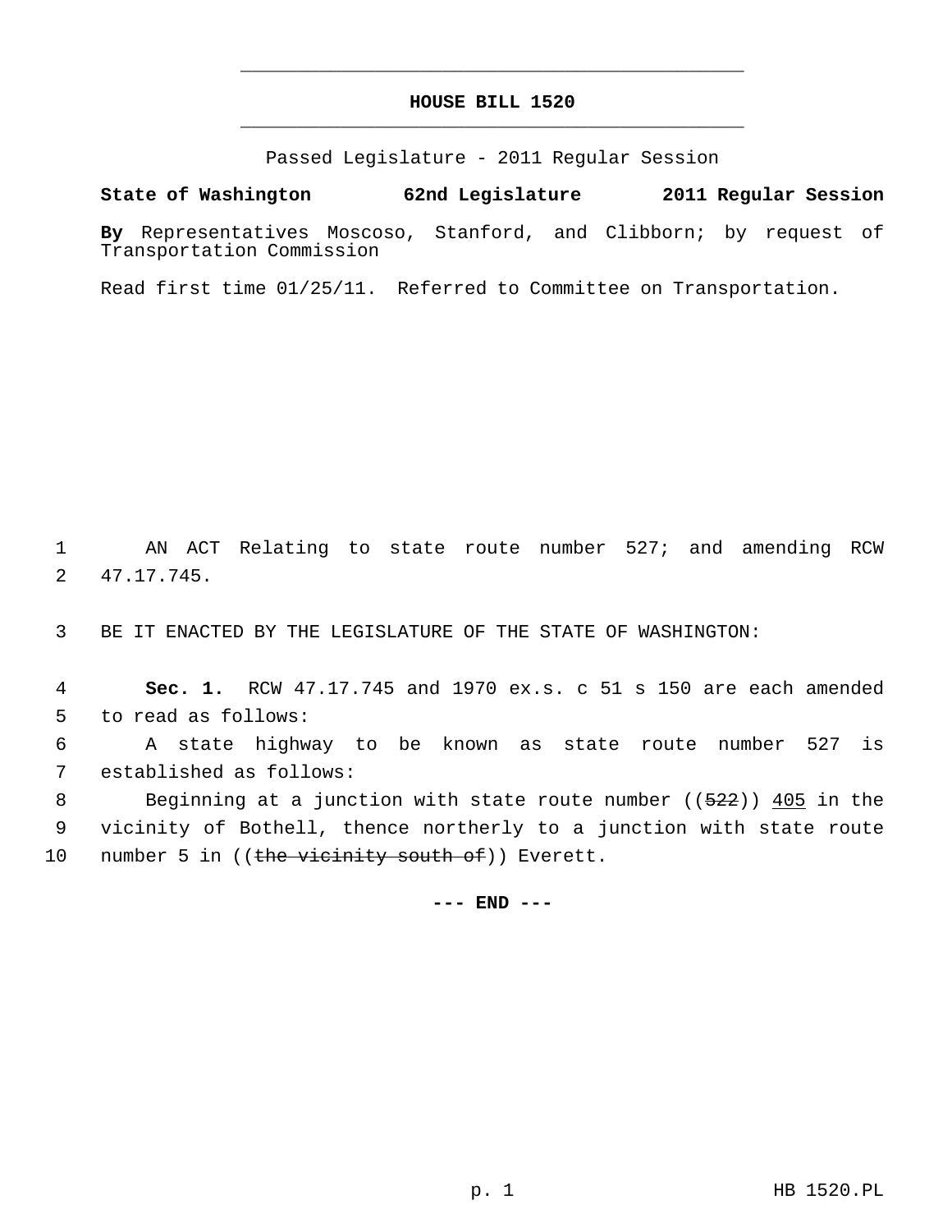# HOUSE BILL 1520

Passed Legislature - 2011 Regular Session

**State of Washington 62nd Legislature 2011 Regular Session**

**By** Representatives Moscoso, Stanford, and Clibborn; by request of Transportation Commission

Read first time 01/25/11. Referred to Committee on Transportation.

AN ACT Relating to state route number 527; and amending RCW 47.17.745.

BE IT ENACTED BY THE LEGISLATURE OF THE STATE OF WASHINGTON:

**Sec. 1.** RCW 47.17.745 and 1970 ex.s. c 51 s 150 are each amended to read as follows:

A state highway to be known as state route number 527 is established as follows:

Beginning at a junction with state route number ((~~522~~)) <u>405</u> in the vicinity of Bothell, thence northerly to a junction with state route number 5 in ((~~the vicinity south of~~)) Everett.

**--- END ---**